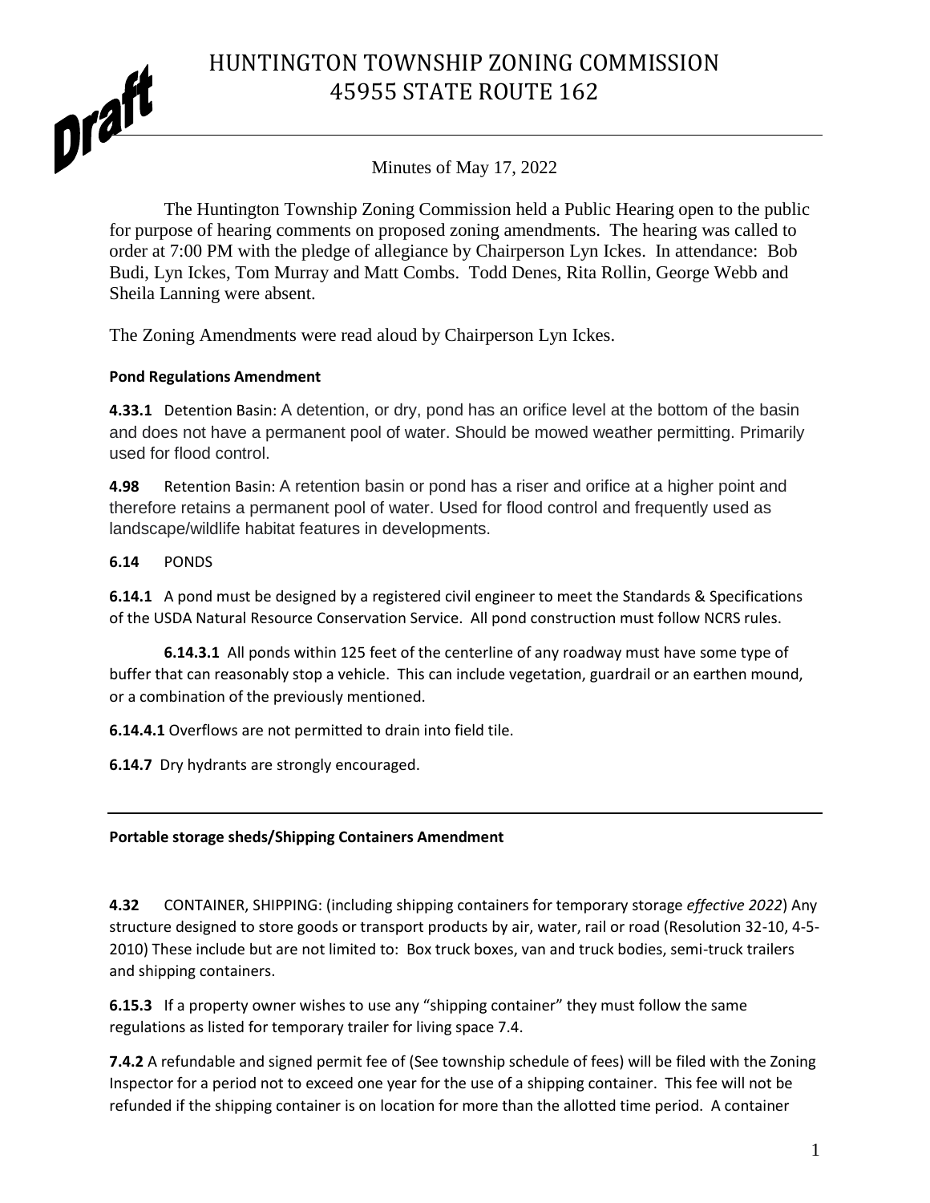# HUNTINGTON TOWNSHIP ZONING COMMISSION
# 45955 STATE ROUTE 162

Draft

Minutes of May 17, 2022

The Huntington Township Zoning Commission held a Public Hearing open to the public for purpose of hearing comments on proposed zoning amendments. The hearing was called to order at 7:00 PM with the pledge of allegiance by Chairperson Lyn Ickes. In attendance: Bob Budi, Lyn Ickes, Tom Murray and Matt Combs. Todd Denes, Rita Rollin, George Webb and Sheila Lanning were absent.

The Zoning Amendments were read aloud by Chairperson Lyn Ickes.

**Pond Regulations Amendment**

**4.33.1** Detention Basin: A detention, or dry, pond has an orifice level at the bottom of the basin and does not have a permanent pool of water. Should be mowed weather permitting. Primarily used for flood control.

**4.98** Retention Basin: A retention basin or pond has a riser and orifice at a higher point and therefore retains a permanent pool of water. Used for flood control and frequently used as landscape/wildlife habitat features in developments.

**6.14** PONDS

**6.14.1** A pond must be designed by a registered civil engineer to meet the Standards & Specifications of the USDA Natural Resource Conservation Service. All pond construction must follow NCRS rules.

**6.14.3.1** All ponds within 125 feet of the centerline of any roadway must have some type of buffer that can reasonably stop a vehicle. This can include vegetation, guardrail or an earthen mound, or a combination of the previously mentioned.

**6.14.4.1** Overflows are not permitted to drain into field tile.

**6.14.7** Dry hydrants are strongly encouraged.

---

**Portable storage sheds/Shipping Containers Amendment**

**4.32** CONTAINER, SHIPPING: (including shipping containers for temporary storage *effective 2022*) Any structure designed to store goods or transport products by air, water, rail or road (Resolution 32-10, 4-5-2010) These include but are not limited to: Box truck boxes, van and truck bodies, semi-truck trailers and shipping containers.

**6.15.3** If a property owner wishes to use any "shipping container" they must follow the same regulations as listed for temporary trailer for living space 7.4.

**7.4.2** A refundable and signed permit fee of (See township schedule of fees) will be filed with the Zoning Inspector for a period not to exceed one year for the use of a shipping container. This fee will not be refunded if the shipping container is on location for more than the allotted time period. A container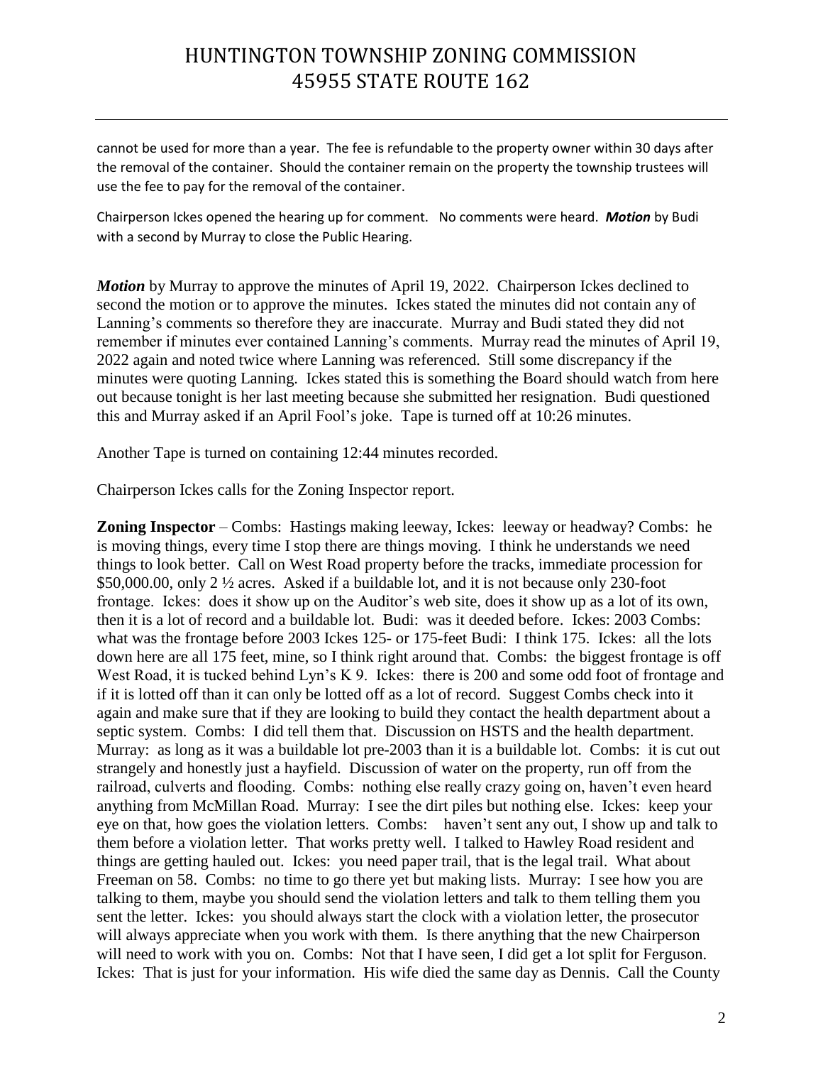cannot be used for more than a year. The fee is refundable to the property owner within 30 days after the removal of the container. Should the container remain on the property the township trustees will use the fee to pay for the removal of the container.

Chairperson Ickes opened the hearing up for comment. No comments were heard. ***Motion*** by Budi with a second by Murray to close the Public Hearing.

***Motion*** by Murray to approve the minutes of April 19, 2022. Chairperson Ickes declined to second the motion or to approve the minutes. Ickes stated the minutes did not contain any of Lanning's comments so therefore they are inaccurate. Murray and Budi stated they did not remember if minutes ever contained Lanning's comments. Murray read the minutes of April 19, 2022 again and noted twice where Lanning was referenced. Still some discrepancy if the minutes were quoting Lanning. Ickes stated this is something the Board should watch from here out because tonight is her last meeting because she submitted her resignation. Budi questioned this and Murray asked if an April Fool's joke. Tape is turned off at 10:26 minutes.

Another Tape is turned on containing 12:44 minutes recorded.

Chairperson Ickes calls for the Zoning Inspector report.

**Zoning Inspector** – Combs: Hastings making leeway, Ickes: leeway or headway? Combs: he is moving things, every time I stop there are things moving. I think he understands we need things to look better. Call on West Road property before the tracks, immediate procession for $50,000.00, only 2 ½ acres. Asked if a buildable lot, and it is not because only 230-foot frontage. Ickes: does it show up on the Auditor's web site, does it show up as a lot of its own, then it is a lot of record and a buildable lot. Budi: was it deeded before. Ickes: 2003 Combs: what was the frontage before 2003 Ickes 125- or 175-feet Budi: I think 175. Ickes: all the lots down here are all 175 feet, mine, so I think right around that. Combs: the biggest frontage is off West Road, it is tucked behind Lyn's K 9. Ickes: there is 200 and some odd foot of frontage and if it is lotted off than it can only be lotted off as a lot of record. Suggest Combs check into it again and make sure that if they are looking to build they contact the health department about a septic system. Combs: I did tell them that. Discussion on HSTS and the health department. Murray: as long as it was a buildable lot pre-2003 than it is a buildable lot. Combs: it is cut out strangely and honestly just a hayfield. Discussion of water on the property, run off from the railroad, culverts and flooding. Combs: nothing else really crazy going on, haven't even heard anything from McMillan Road. Murray: I see the dirt piles but nothing else. Ickes: keep your eye on that, how goes the violation letters. Combs: haven't sent any out, I show up and talk to them before a violation letter. That works pretty well. I talked to Hawley Road resident and things are getting hauled out. Ickes: you need paper trail, that is the legal trail. What about Freeman on 58. Combs: no time to go there yet but making lists. Murray: I see how you are talking to them, maybe you should send the violation letters and talk to them telling them you sent the letter. Ickes: you should always start the clock with a violation letter, the prosecutor will always appreciate when you work with them. Is there anything that the new Chairperson will need to work with you on. Combs: Not that I have seen, I did get a lot split for Ferguson. Ickes: That is just for your information. His wife died the same day as Dennis. Call the County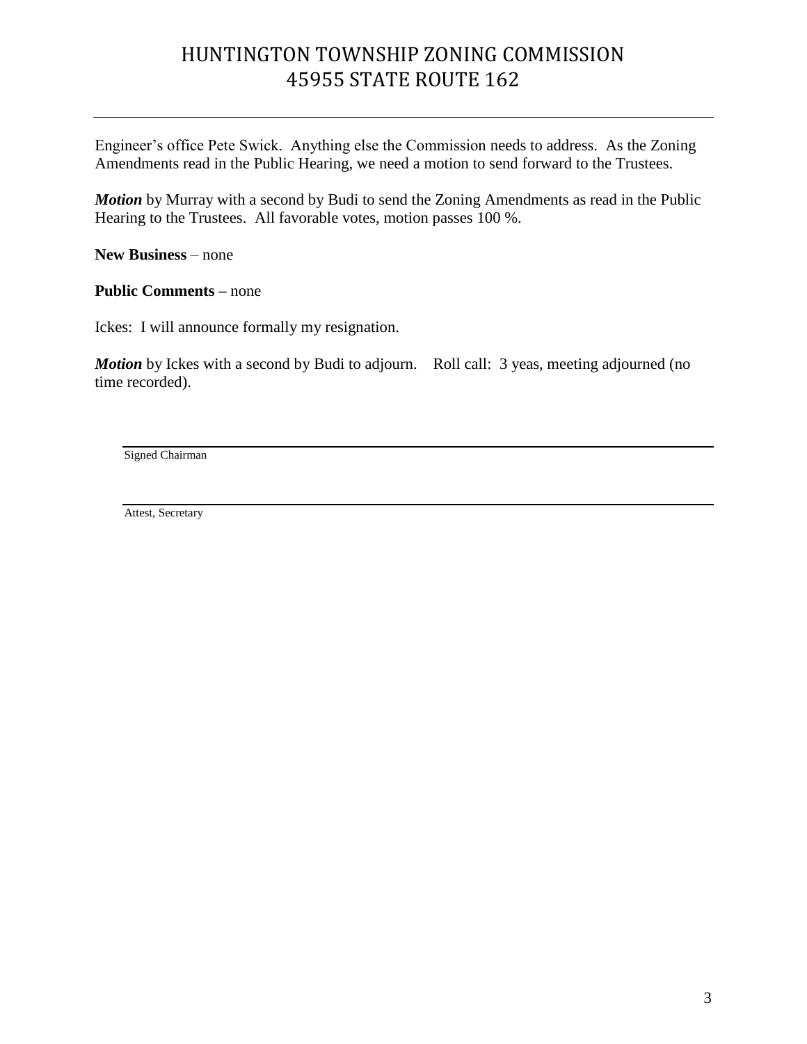Engineer's office Pete Swick. Anything else the Commission needs to address. As the Zoning Amendments read in the Public Hearing, we need a motion to send forward to the Trustees.

***Motion*** by Murray with a second by Budi to send the Zoning Amendments as read in the Public Hearing to the Trustees. All favorable votes, motion passes 100 %.

**New Business** – none

**Public Comments –** none

Ickes: I will announce formally my resignation.

***Motion*** by Ickes with a second by Budi to adjourn. Roll call: 3 yeas, meeting adjourned (no time recorded).

Signed Chairman

Attest, Secretary